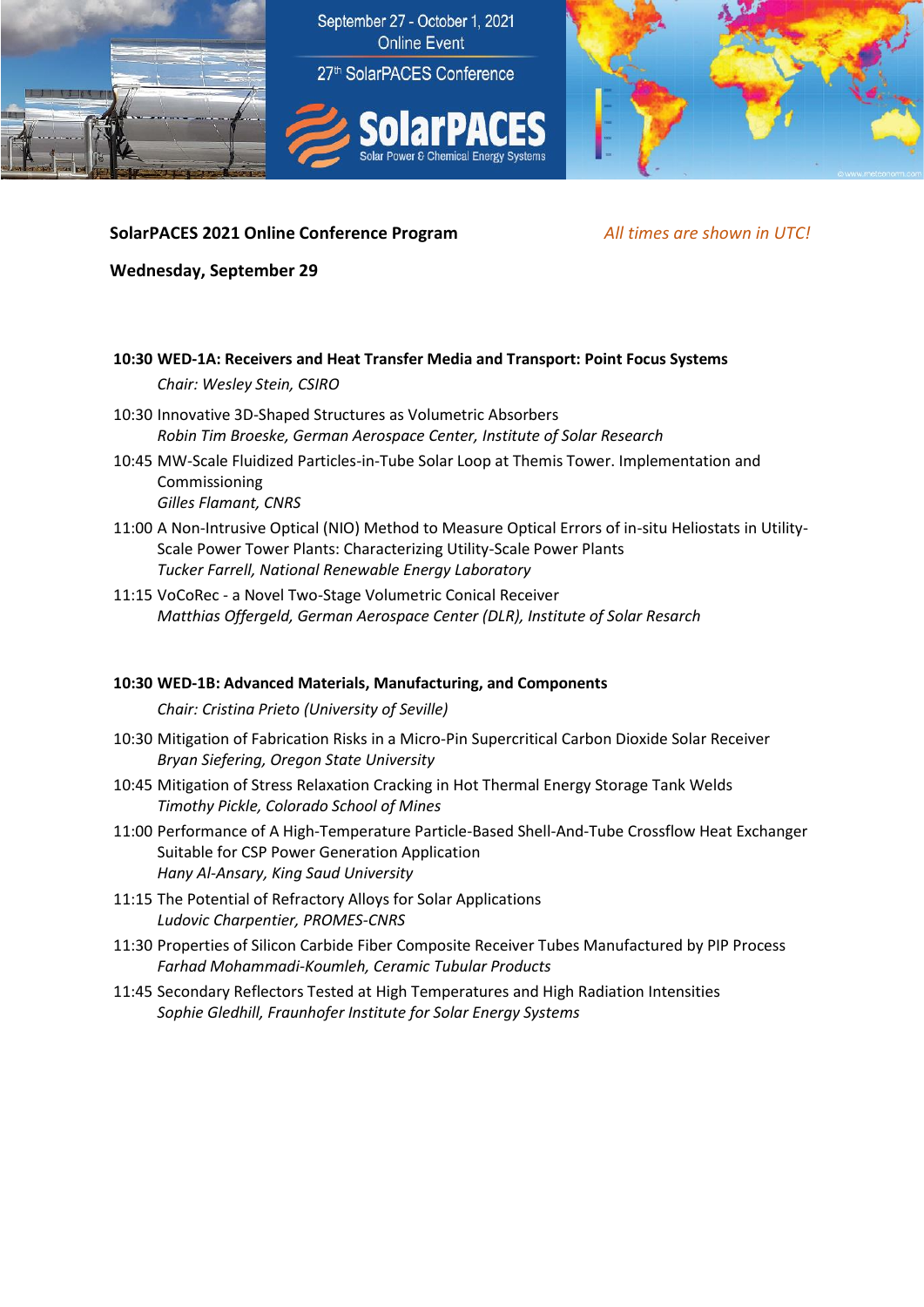September 27 - October 1, 2021
Online Event

27th SolarPACES Conference

**SolarPACES** Solar Power & Chemical Energy Systems

**SolarPACES 2021 Online Conference Program** *All times are shown in UTC!*

**Wednesday, September 29**

**10:30 WED-1A: Receivers and Heat Transfer Media and Transport: Point Focus Systems**

*Chair: Wesley Stein, CSIRO*

10:30 Innovative 3D-Shaped Structures as Volumetric Absorbers
*Robin Tim Broeske, German Aerospace Center, Institute of Solar Research*

10:45 MW-Scale Fluidized Particles-in-Tube Solar Loop at Themis Tower. Implementation and Commissioning
*Gilles Flamant, CNRS*

11:00 A Non-Intrusive Optical (NIO) Method to Measure Optical Errors of in-situ Heliostats in Utility-Scale Power Tower Plants: Characterizing Utility-Scale Power Plants
*Tucker Farrell, National Renewable Energy Laboratory*

11:15 VoCoRec - a Novel Two-Stage Volumetric Conical Receiver
*Matthias Offergeld, German Aerospace Center (DLR), Institute of Solar Resarch*

**10:30 WED-1B: Advanced Materials, Manufacturing, and Components**

*Chair: Cristina Prieto (University of Seville)*

10:30 Mitigation of Fabrication Risks in a Micro-Pin Supercritical Carbon Dioxide Solar Receiver
*Bryan Siefering, Oregon State University*

10:45 Mitigation of Stress Relaxation Cracking in Hot Thermal Energy Storage Tank Welds
*Timothy Pickle, Colorado School of Mines*

11:00 Performance of A High-Temperature Particle-Based Shell-And-Tube Crossflow Heat Exchanger Suitable for CSP Power Generation Application
*Hany Al-Ansary, King Saud University*

11:15 The Potential of Refractory Alloys for Solar Applications
*Ludovic Charpentier, PROMES-CNRS*

11:30 Properties of Silicon Carbide Fiber Composite Receiver Tubes Manufactured by PIP Process
*Farhad Mohammadi-Koumleh, Ceramic Tubular Products*

11:45 Secondary Reflectors Tested at High Temperatures and High Radiation Intensities
*Sophie Gledhill, Fraunhofer Institute for Solar Energy Systems*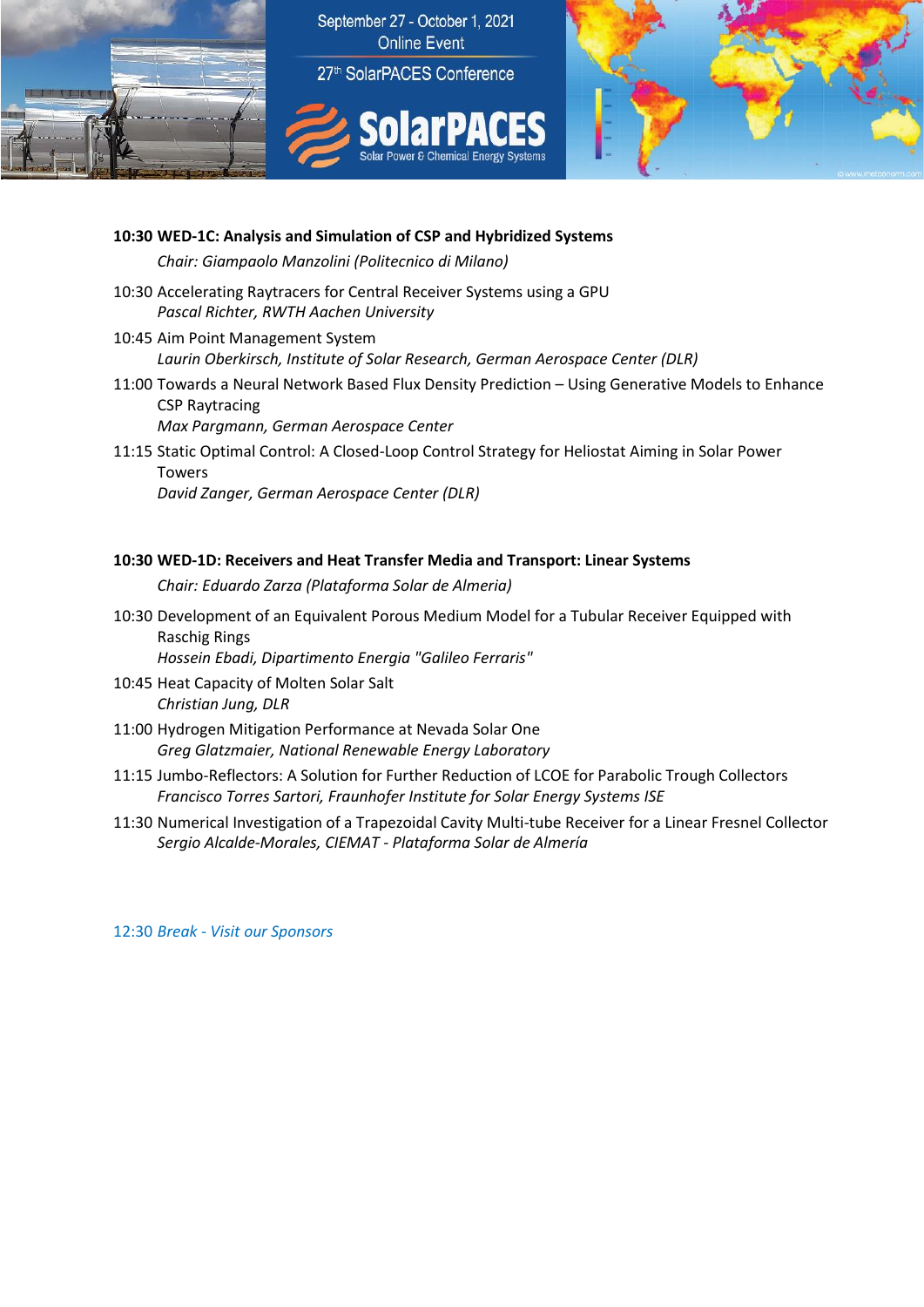**10:30 WED-1C: Analysis and Simulation of CSP and Hybridized Systems**

*Chair: Giampaolo Manzolini (Politecnico di Milano)*

10:30 Accelerating Raytracers for Central Receiver Systems using a GPU
*Pascal Richter, RWTH Aachen University*

10:45 Aim Point Management System
*Laurin Oberkirsch, Institute of Solar Research, German Aerospace Center (DLR)*

11:00 Towards a Neural Network Based Flux Density Prediction – Using Generative Models to Enhance CSP Raytracing
*Max Pargmann, German Aerospace Center*

11:15 Static Optimal Control: A Closed-Loop Control Strategy for Heliostat Aiming in Solar Power Towers
*David Zanger, German Aerospace Center (DLR)*

**10:30 WED-1D: Receivers and Heat Transfer Media and Transport: Linear Systems**

*Chair: Eduardo Zarza (Plataforma Solar de Almeria)*

10:30 Development of an Equivalent Porous Medium Model for a Tubular Receiver Equipped with Raschig Rings
*Hossein Ebadi, Dipartimento Energia "Galileo Ferraris"*

10:45 Heat Capacity of Molten Solar Salt
*Christian Jung, DLR*

11:00 Hydrogen Mitigation Performance at Nevada Solar One
*Greg Glatzmaier, National Renewable Energy Laboratory*

11:15 Jumbo-Reflectors: A Solution for Further Reduction of LCOE for Parabolic Trough Collectors
*Francisco Torres Sartori, Fraunhofer Institute for Solar Energy Systems ISE*

11:30 Numerical Investigation of a Trapezoidal Cavity Multi-tube Receiver for a Linear Fresnel Collector
*Sergio Alcalde-Morales, CIEMAT - Plataforma Solar de Almería*

12:30 *Break - Visit our Sponsors*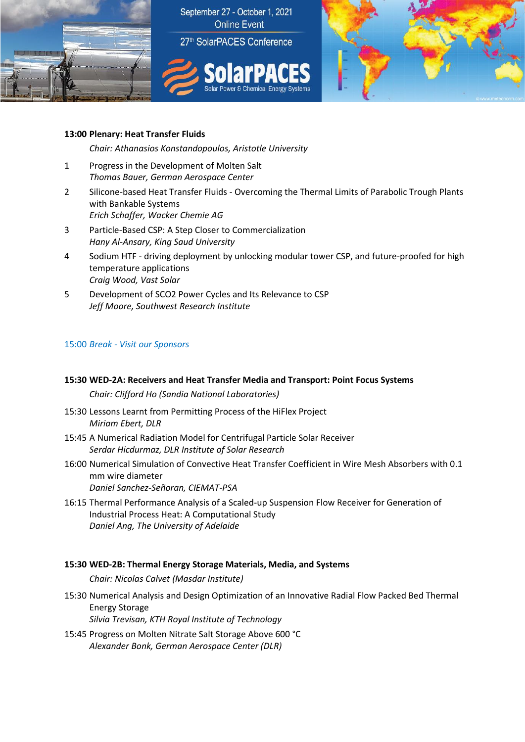**13:00 Plenary: Heat Transfer Fluids**

*Chair: Athanasios Konstandopoulos, Aristotle University*

1. Progress in the Development of Molten Salt
   *Thomas Bauer, German Aerospace Center*
2. Silicone-based Heat Transfer Fluids - Overcoming the Thermal Limits of Parabolic Trough Plants with Bankable Systems
   *Erich Schaffer, Wacker Chemie AG*
3. Particle-Based CSP: A Step Closer to Commercialization
   *Hany Al-Ansary, King Saud University*
4. Sodium HTF - driving deployment by unlocking modular tower CSP, and future-proofed for high temperature applications
   *Craig Wood, Vast Solar*
5. Development of SCO2 Power Cycles and Its Relevance to CSP
   *Jeff Moore, Southwest Research Institute*

15:00 *Break - Visit our Sponsors*

**15:30 WED-2A: Receivers and Heat Transfer Media and Transport: Point Focus Systems**

*Chair: Clifford Ho (Sandia National Laboratories)*

15:30 Lessons Learnt from Permitting Process of the HiFlex Project
*Miriam Ebert, DLR*

15:45 A Numerical Radiation Model for Centrifugal Particle Solar Receiver
*Serdar Hicdurmaz, DLR Institute of Solar Research*

16:00 Numerical Simulation of Convective Heat Transfer Coefficient in Wire Mesh Absorbers with 0.1 mm wire diameter
*Daniel Sanchez-Señoran, CIEMAT-PSA*

16:15 Thermal Performance Analysis of a Scaled-up Suspension Flow Receiver for Generation of Industrial Process Heat: A Computational Study
*Daniel Ang, The University of Adelaide*

**15:30 WED-2B: Thermal Energy Storage Materials, Media, and Systems**

*Chair: Nicolas Calvet (Masdar Institute)*

15:30 Numerical Analysis and Design Optimization of an Innovative Radial Flow Packed Bed Thermal Energy Storage
*Silvia Trevisan, KTH Royal Institute of Technology*

15:45 Progress on Molten Nitrate Salt Storage Above 600 °C
*Alexander Bonk, German Aerospace Center (DLR)*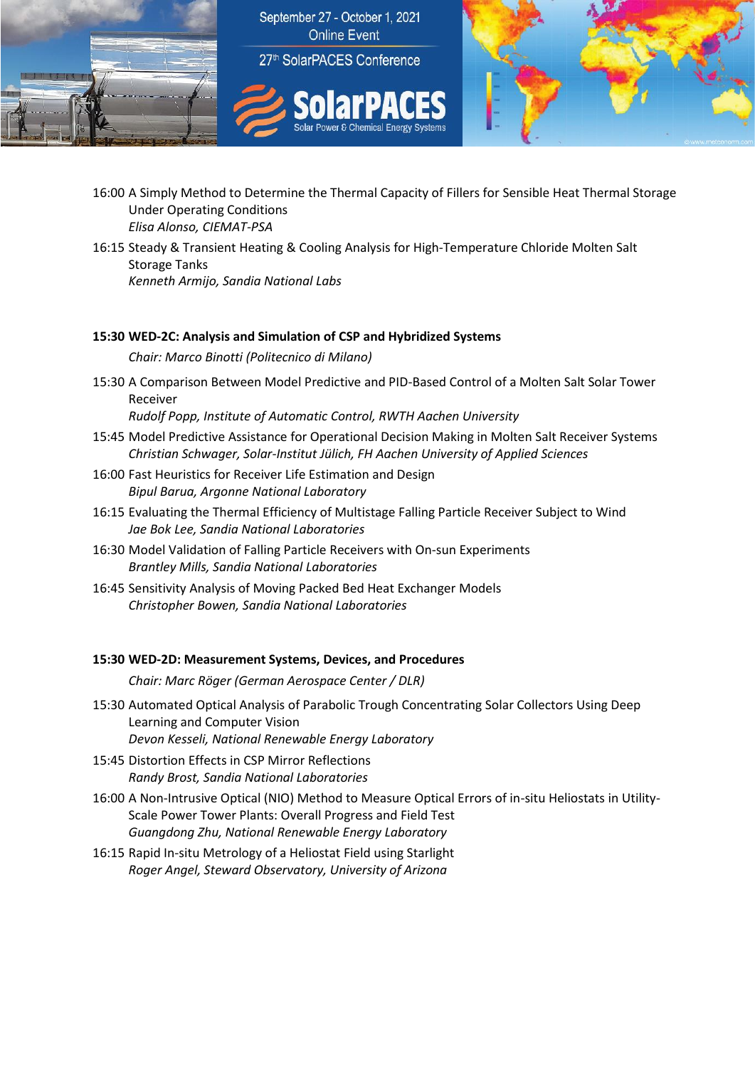16:00 A Simply Method to Determine the Thermal Capacity of Fillers for Sensible Heat Thermal Storage Under Operating Conditions
*Elisa Alonso, CIEMAT-PSA*

16:15 Steady & Transient Heating & Cooling Analysis for High-Temperature Chloride Molten Salt Storage Tanks
*Kenneth Armijo, Sandia National Labs*

**15:30 WED-2C: Analysis and Simulation of CSP and Hybridized Systems**

*Chair: Marco Binotti (Politecnico di Milano)*

15:30 A Comparison Between Model Predictive and PID-Based Control of a Molten Salt Solar Tower Receiver
*Rudolf Popp, Institute of Automatic Control, RWTH Aachen University*

15:45 Model Predictive Assistance for Operational Decision Making in Molten Salt Receiver Systems
*Christian Schwager, Solar-Institut Jülich, FH Aachen University of Applied Sciences*

16:00 Fast Heuristics for Receiver Life Estimation and Design
*Bipul Barua, Argonne National Laboratory*

16:15 Evaluating the Thermal Efficiency of Multistage Falling Particle Receiver Subject to Wind
*Jae Bok Lee, Sandia National Laboratories*

16:30 Model Validation of Falling Particle Receivers with On-sun Experiments
*Brantley Mills, Sandia National Laboratories*

16:45 Sensitivity Analysis of Moving Packed Bed Heat Exchanger Models
*Christopher Bowen, Sandia National Laboratories*

**15:30 WED-2D: Measurement Systems, Devices, and Procedures**

*Chair: Marc Röger (German Aerospace Center / DLR)*

15:30 Automated Optical Analysis of Parabolic Trough Concentrating Solar Collectors Using Deep Learning and Computer Vision
*Devon Kesseli, National Renewable Energy Laboratory*

15:45 Distortion Effects in CSP Mirror Reflections
*Randy Brost, Sandia National Laboratories*

16:00 A Non-Intrusive Optical (NIO) Method to Measure Optical Errors of in-situ Heliostats in Utility-Scale Power Tower Plants: Overall Progress and Field Test
*Guangdong Zhu, National Renewable Energy Laboratory*

16:15 Rapid In-situ Metrology of a Heliostat Field using Starlight
*Roger Angel, Steward Observatory, University of Arizona*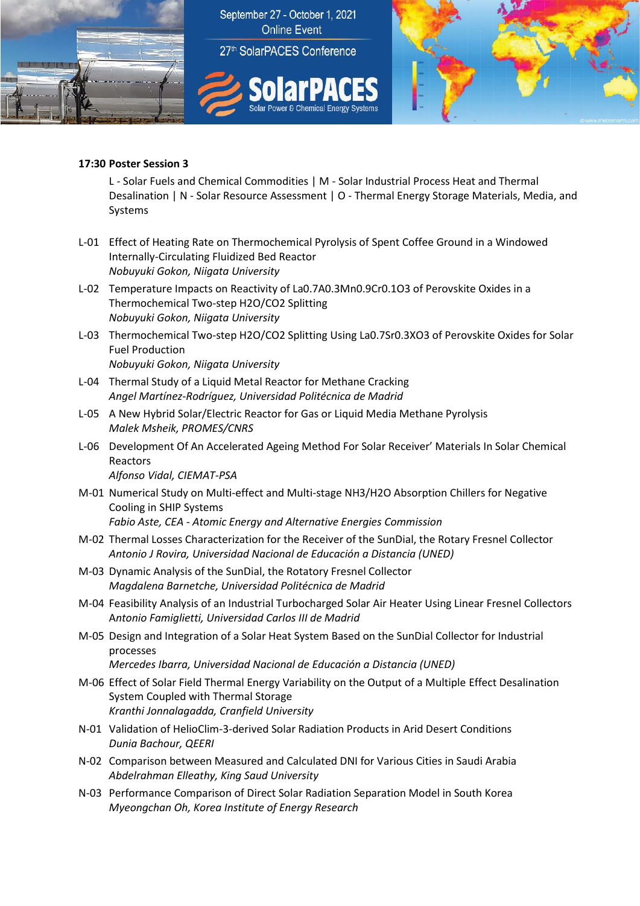**17:30 Poster Session 3**

L - Solar Fuels and Chemical Commodities | M - Solar Industrial Process Heat and Thermal Desalination | N - Solar Resource Assessment | O - Thermal Energy Storage Materials, Media, and Systems

L-01 Effect of Heating Rate on Thermochemical Pyrolysis of Spent Coffee Ground in a Windowed Internally-Circulating Fluidized Bed Reactor
*Nobuyuki Gokon, Niigata University*

L-02 Temperature Impacts on Reactivity of $La_{0.7}A_{0.3}Mn_{0.9}Cr_{0.1}O_3$ of Perovskite Oxides in a Thermochemical Two-step $H_2O/CO_2$ Splitting
*Nobuyuki Gokon, Niigata University*

L-03 Thermochemical Two-step $H_2O/CO_2$ Splitting Using $La_{0.7}Sr_{0.3}XO_3$ of Perovskite Oxides for Solar Fuel Production
*Nobuyuki Gokon, Niigata University*

L-04 Thermal Study of a Liquid Metal Reactor for Methane Cracking
*Angel Martínez-Rodríguez, Universidad Politécnica de Madrid*

L-05 A New Hybrid Solar/Electric Reactor for Gas or Liquid Media Methane Pyrolysis
*Malek Msheik, PROMES/CNRS*

L-06 Development Of An Accelerated Ageing Method For Solar Receiver' Materials In Solar Chemical Reactors
*Alfonso Vidal, CIEMAT-PSA*

M-01 Numerical Study on Multi-effect and Multi-stage $NH_3/H_2O$ Absorption Chillers for Negative Cooling in SHIP Systems
*Fabio Aste, CEA - Atomic Energy and Alternative Energies Commission*

M-02 Thermal Losses Characterization for the Receiver of the SunDial, the Rotary Fresnel Collector
*Antonio J Rovira, Universidad Nacional de Educación a Distancia (UNED)*

M-03 Dynamic Analysis of the SunDial, the Rotatory Fresnel Collector
*Magdalena Barnetche, Universidad Politécnica de Madrid*

M-04 Feasibility Analysis of an Industrial Turbocharged Solar Air Heater Using Linear Fresnel Collectors
*Antonio Famiglietti, Universidad Carlos III de Madrid*

M-05 Design and Integration of a Solar Heat System Based on the SunDial Collector for Industrial processes
*Mercedes Ibarra, Universidad Nacional de Educación a Distancia (UNED)*

M-06 Effect of Solar Field Thermal Energy Variability on the Output of a Multiple Effect Desalination System Coupled with Thermal Storage
*Kranthi Jonnalagadda, Cranfield University*

N-01 Validation of HelioClim-3-derived Solar Radiation Products in Arid Desert Conditions
*Dunia Bachour, QEERI*

N-02 Comparison between Measured and Calculated DNI for Various Cities in Saudi Arabia
*Abdelrahman Elleathy, King Saud University*

N-03 Performance Comparison of Direct Solar Radiation Separation Model in South Korea
*Myeongchan Oh, Korea Institute of Energy Research*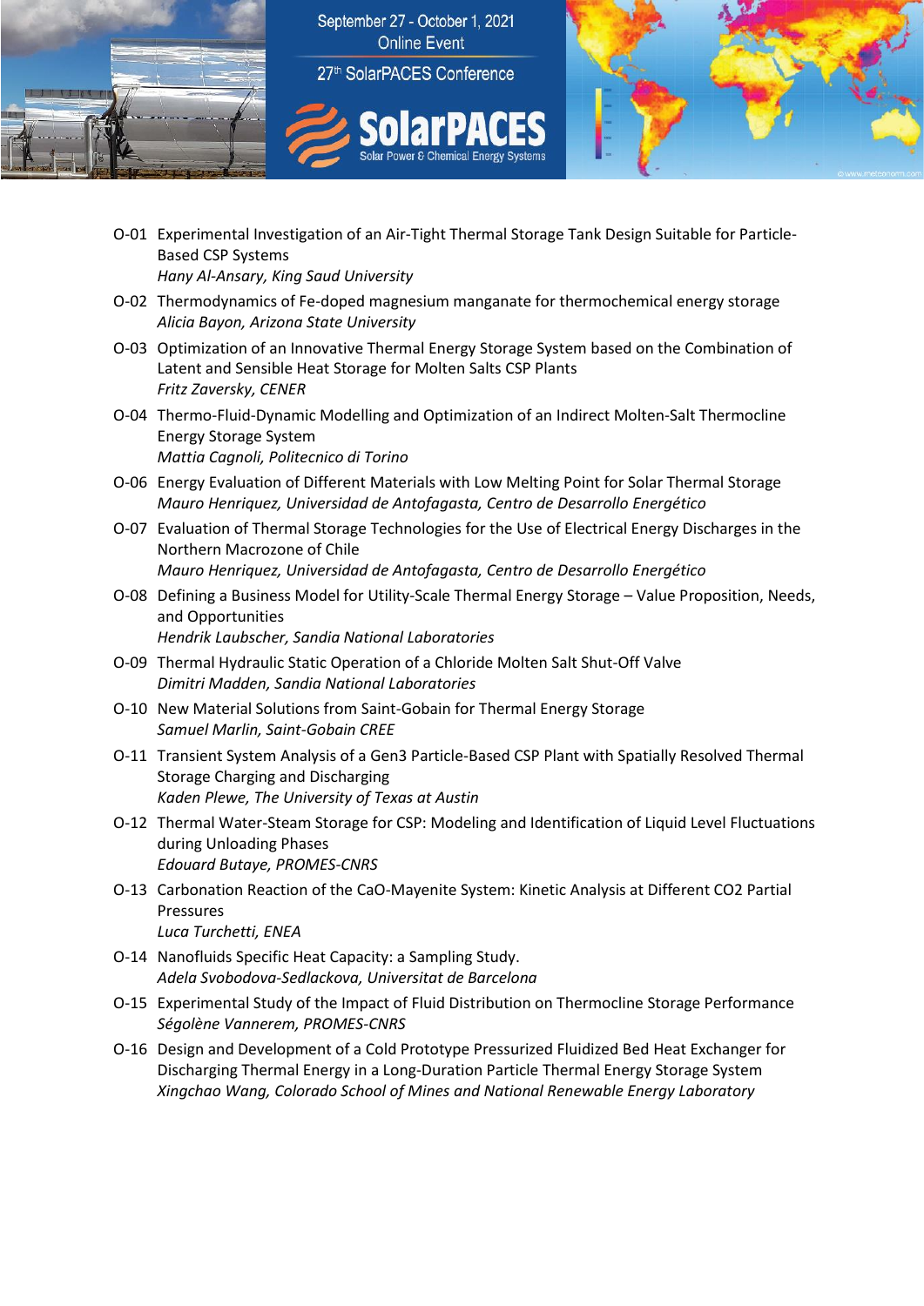O-01 Experimental Investigation of an Air-Tight Thermal Storage Tank Design Suitable for Particle-Based CSP Systems
*Hany Al-Ansary, King Saud University*

O-02 Thermodynamics of Fe-doped magnesium manganate for thermochemical energy storage
*Alicia Bayon, Arizona State University*

O-03 Optimization of an Innovative Thermal Energy Storage System based on the Combination of Latent and Sensible Heat Storage for Molten Salts CSP Plants
*Fritz Zaversky, CENER*

O-04 Thermo-Fluid-Dynamic Modelling and Optimization of an Indirect Molten-Salt Thermocline Energy Storage System
*Mattia Cagnoli, Politecnico di Torino*

O-06 Energy Evaluation of Different Materials with Low Melting Point for Solar Thermal Storage
*Mauro Henriquez, Universidad de Antofagasta, Centro de Desarrollo Energético*

O-07 Evaluation of Thermal Storage Technologies for the Use of Electrical Energy Discharges in the Northern Macrozone of Chile
*Mauro Henriquez, Universidad de Antofagasta, Centro de Desarrollo Energético*

O-08 Defining a Business Model for Utility-Scale Thermal Energy Storage – Value Proposition, Needs, and Opportunities
*Hendrik Laubscher, Sandia National Laboratories*

O-09 Thermal Hydraulic Static Operation of a Chloride Molten Salt Shut-Off Valve
*Dimitri Madden, Sandia National Laboratories*

O-10 New Material Solutions from Saint-Gobain for Thermal Energy Storage
*Samuel Marlin, Saint-Gobain CREE*

O-11 Transient System Analysis of a Gen3 Particle-Based CSP Plant with Spatially Resolved Thermal Storage Charging and Discharging
*Kaden Plewe, The University of Texas at Austin*

O-12 Thermal Water-Steam Storage for CSP: Modeling and Identification of Liquid Level Fluctuations during Unloading Phases
*Edouard Butaye, PROMES-CNRS*

O-13 Carbonation Reaction of the CaO-Mayenite System: Kinetic Analysis at Different CO2 Partial Pressures
*Luca Turchetti, ENEA*

O-14 Nanofluids Specific Heat Capacity: a Sampling Study.
*Adela Svobodova-Sedlackova, Universitat de Barcelona*

O-15 Experimental Study of the Impact of Fluid Distribution on Thermocline Storage Performance
*Ségolène Vannerem, PROMES-CNRS*

O-16 Design and Development of a Cold Prototype Pressurized Fluidized Bed Heat Exchanger for Discharging Thermal Energy in a Long-Duration Particle Thermal Energy Storage System
*Xingchao Wang, Colorado School of Mines and National Renewable Energy Laboratory*